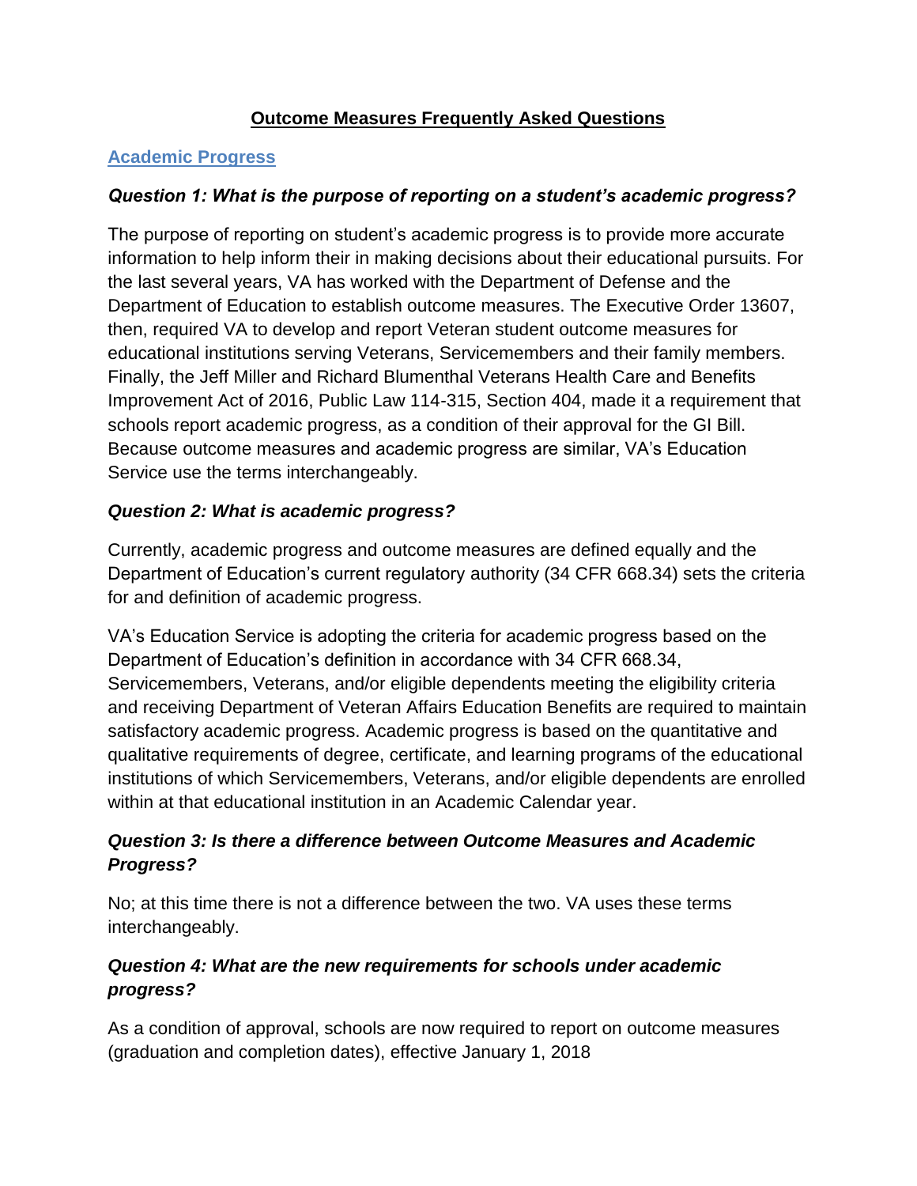# Outcome Measures Frequently Asked Questions

## Academic Progress

### *Question 1: What is the purpose of reporting on a student's academic progress?*

The purpose of reporting on student's academic progress is to provide more accurate information to help inform their in making decisions about their educational pursuits. For the last several years, VA has worked with the Department of Defense and the Department of Education to establish outcome measures. The Executive Order 13607, then, required VA to develop and report Veteran student outcome measures for educational institutions serving Veterans, Servicemembers and their family members. Finally, the Jeff Miller and Richard Blumenthal Veterans Health Care and Benefits Improvement Act of 2016, Public Law 114-315, Section 404, made it a requirement that schools report academic progress, as a condition of their approval for the GI Bill. Because outcome measures and academic progress are similar, VA's Education Service use the terms interchangeably.

### *Question 2: What is academic progress?*

Currently, academic progress and outcome measures are defined equally and the Department of Education's current regulatory authority (34 CFR 668.34) sets the criteria for and definition of academic progress.

VA's Education Service is adopting the criteria for academic progress based on the Department of Education's definition in accordance with 34 CFR 668.34, Servicemembers, Veterans, and/or eligible dependents meeting the eligibility criteria and receiving Department of Veteran Affairs Education Benefits are required to maintain satisfactory academic progress. Academic progress is based on the quantitative and qualitative requirements of degree, certificate, and learning programs of the educational institutions of which Servicemembers, Veterans, and/or eligible dependents are enrolled within at that educational institution in an Academic Calendar year.

### *Question 3: Is there a difference between Outcome Measures and Academic Progress?*

No; at this time there is not a difference between the two. VA uses these terms interchangeably.

### *Question 4: What are the new requirements for schools under academic progress?*

As a condition of approval, schools are now required to report on outcome measures (graduation and completion dates), effective January 1, 2018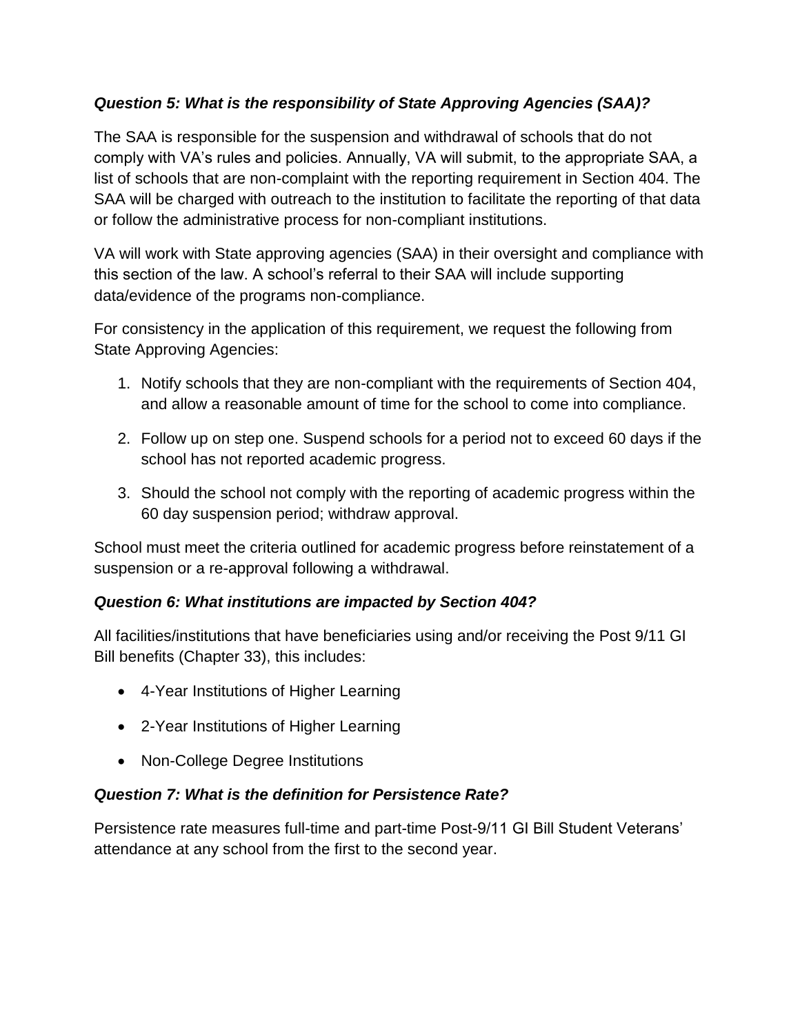### *Question 5: What is the responsibility of State Approving Agencies (SAA)?*

The SAA is responsible for the suspension and withdrawal of schools that do not comply with VA's rules and policies. Annually, VA will submit, to the appropriate SAA, a list of schools that are non-complaint with the reporting requirement in Section 404. The SAA will be charged with outreach to the institution to facilitate the reporting of that data or follow the administrative process for non-compliant institutions.

VA will work with State approving agencies (SAA) in their oversight and compliance with this section of the law. A school's referral to their SAA will include supporting data/evidence of the programs non-compliance.

For consistency in the application of this requirement, we request the following from State Approving Agencies:

1. Notify schools that they are non-compliant with the requirements of Section 404, and allow a reasonable amount of time for the school to come into compliance.
2. Follow up on step one. Suspend schools for a period not to exceed 60 days if the school has not reported academic progress.
3. Should the school not comply with the reporting of academic progress within the 60 day suspension period; withdraw approval.

School must meet the criteria outlined for academic progress before reinstatement of a suspension or a re-approval following a withdrawal.

### *Question 6: What institutions are impacted by Section 404?*

All facilities/institutions that have beneficiaries using and/or receiving the Post 9/11 GI Bill benefits (Chapter 33), this includes:

- 4-Year Institutions of Higher Learning
- 2-Year Institutions of Higher Learning
- Non-College Degree Institutions

### *Question 7: What is the definition for Persistence Rate?*

Persistence rate measures full-time and part-time Post-9/11 GI Bill Student Veterans' attendance at any school from the first to the second year.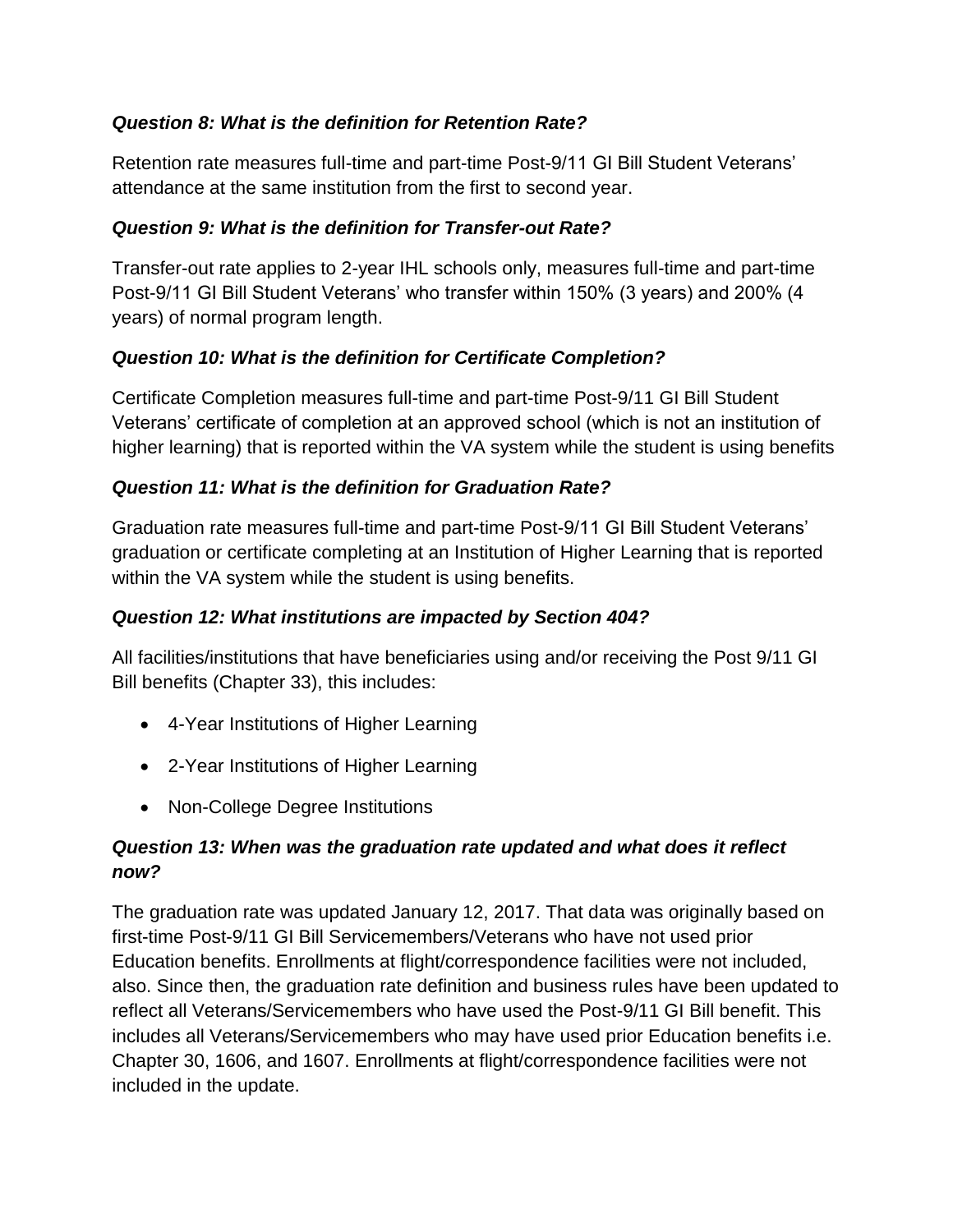***Question 8: What is the definition for Retention Rate?***

Retention rate measures full-time and part-time Post-9/11 GI Bill Student Veterans' attendance at the same institution from the first to second year.

***Question 9: What is the definition for Transfer-out Rate?***

Transfer-out rate applies to 2-year IHL schools only, measures full-time and part-time Post-9/11 GI Bill Student Veterans' who transfer within 150% (3 years) and 200% (4 years) of normal program length.

***Question 10: What is the definition for Certificate Completion?***

Certificate Completion measures full-time and part-time Post-9/11 GI Bill Student Veterans' certificate of completion at an approved school (which is not an institution of higher learning) that is reported within the VA system while the student is using benefits

***Question 11: What is the definition for Graduation Rate?***

Graduation rate measures full-time and part-time Post-9/11 GI Bill Student Veterans' graduation or certificate completing at an Institution of Higher Learning that is reported within the VA system while the student is using benefits.

***Question 12: What institutions are impacted by Section 404?***

All facilities/institutions that have beneficiaries using and/or receiving the Post 9/11 GI Bill benefits (Chapter 33), this includes:

- 4-Year Institutions of Higher Learning
- 2-Year Institutions of Higher Learning
- Non-College Degree Institutions

***Question 13: When was the graduation rate updated and what does it reflect now?***

The graduation rate was updated January 12, 2017. That data was originally based on first-time Post-9/11 GI Bill Servicemembers/Veterans who have not used prior Education benefits. Enrollments at flight/correspondence facilities were not included, also. Since then, the graduation rate definition and business rules have been updated to reflect all Veterans/Servicemembers who have used the Post-9/11 GI Bill benefit. This includes all Veterans/Servicemembers who may have used prior Education benefits i.e. Chapter 30, 1606, and 1607. Enrollments at flight/correspondence facilities were not included in the update.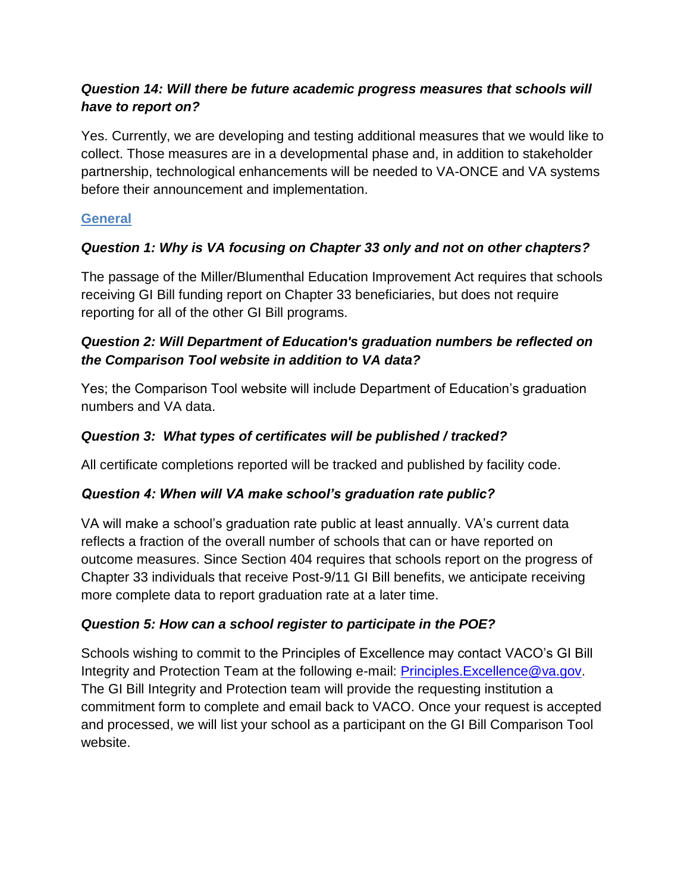***Question 14: Will there be future academic progress measures that schools will have to report on?***

Yes. Currently, we are developing and testing additional measures that we would like to collect. Those measures are in a developmental phase and, in addition to stakeholder partnership, technological enhancements will be needed to VA-ONCE and VA systems before their announcement and implementation.

## General

***Question 1: Why is VA focusing on Chapter 33 only and not on other chapters?***

The passage of the Miller/Blumenthal Education Improvement Act requires that schools receiving GI Bill funding report on Chapter 33 beneficiaries, but does not require reporting for all of the other GI Bill programs.

***Question 2: Will Department of Education's graduation numbers be reflected on the Comparison Tool website in addition to VA data?***

Yes; the Comparison Tool website will include Department of Education's graduation numbers and VA data.

***Question 3: What types of certificates will be published / tracked?***

All certificate completions reported will be tracked and published by facility code.

***Question 4: When will VA make school's graduation rate public?***

VA will make a school's graduation rate public at least annually. VA's current data reflects a fraction of the overall number of schools that can or have reported on outcome measures. Since Section 404 requires that schools report on the progress of Chapter 33 individuals that receive Post-9/11 GI Bill benefits, we anticipate receiving more complete data to report graduation rate at a later time.

***Question 5: How can a school register to participate in the POE?***

Schools wishing to commit to the Principles of Excellence may contact VACO's GI Bill Integrity and Protection Team at the following e-mail: Principles.Excellence@va.gov. The GI Bill Integrity and Protection team will provide the requesting institution a commitment form to complete and email back to VACO. Once your request is accepted and processed, we will list your school as a participant on the GI Bill Comparison Tool website.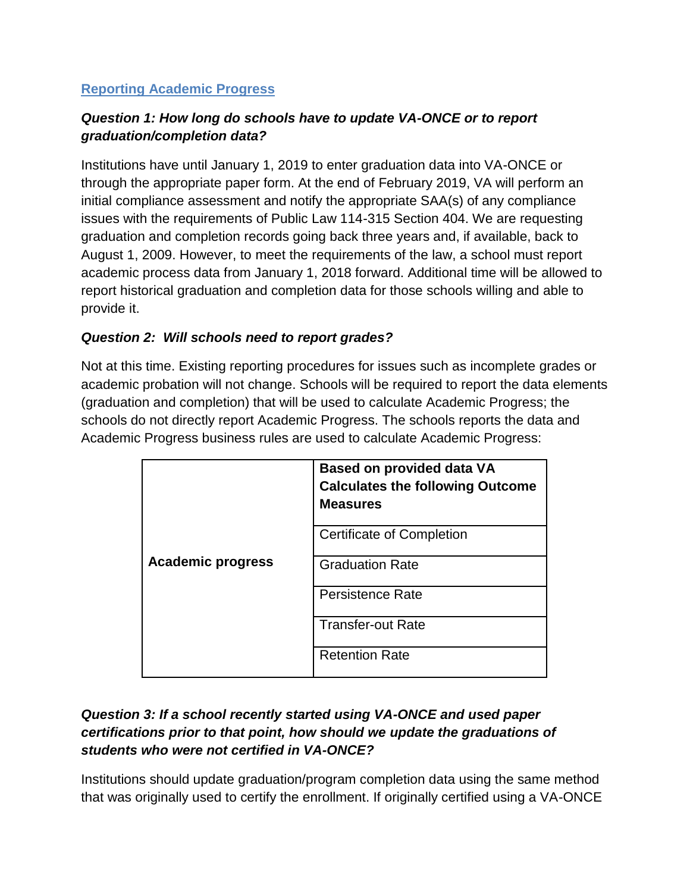## Reporting Academic Progress

***Question 1: How long do schools have to update VA-ONCE or to report graduation/completion data?***

Institutions have until January 1, 2019 to enter graduation data into VA-ONCE or through the appropriate paper form. At the end of February 2019, VA will perform an initial compliance assessment and notify the appropriate SAA(s) of any compliance issues with the requirements of Public Law 114-315 Section 404. We are requesting graduation and completion records going back three years and, if available, back to August 1, 2009. However, to meet the requirements of the law, a school must report academic process data from January 1, 2018 forward. Additional time will be allowed to report historical graduation and completion data for those schools willing and able to provide it.

***Question 2: Will schools need to report grades?***

Not at this time. Existing reporting procedures for issues such as incomplete grades or academic probation will not change. Schools will be required to report the data elements (graduation and completion) that will be used to calculate Academic Progress; the schools do not directly report Academic Progress. The schools reports the data and Academic Progress business rules are used to calculate Academic Progress:

| | **Based on provided data VA Calculates the following Outcome Measures** |
|---|---|
| **Academic progress** | Certificate of Completion |
| | Graduation Rate |
| | Persistence Rate |
| | Transfer-out Rate |
| | Retention Rate |

***Question 3: If a school recently started using VA-ONCE and used paper certifications prior to that point, how should we update the graduations of students who were not certified in VA-ONCE?***

Institutions should update graduation/program completion data using the same method that was originally used to certify the enrollment. If originally certified using a VA-ONCE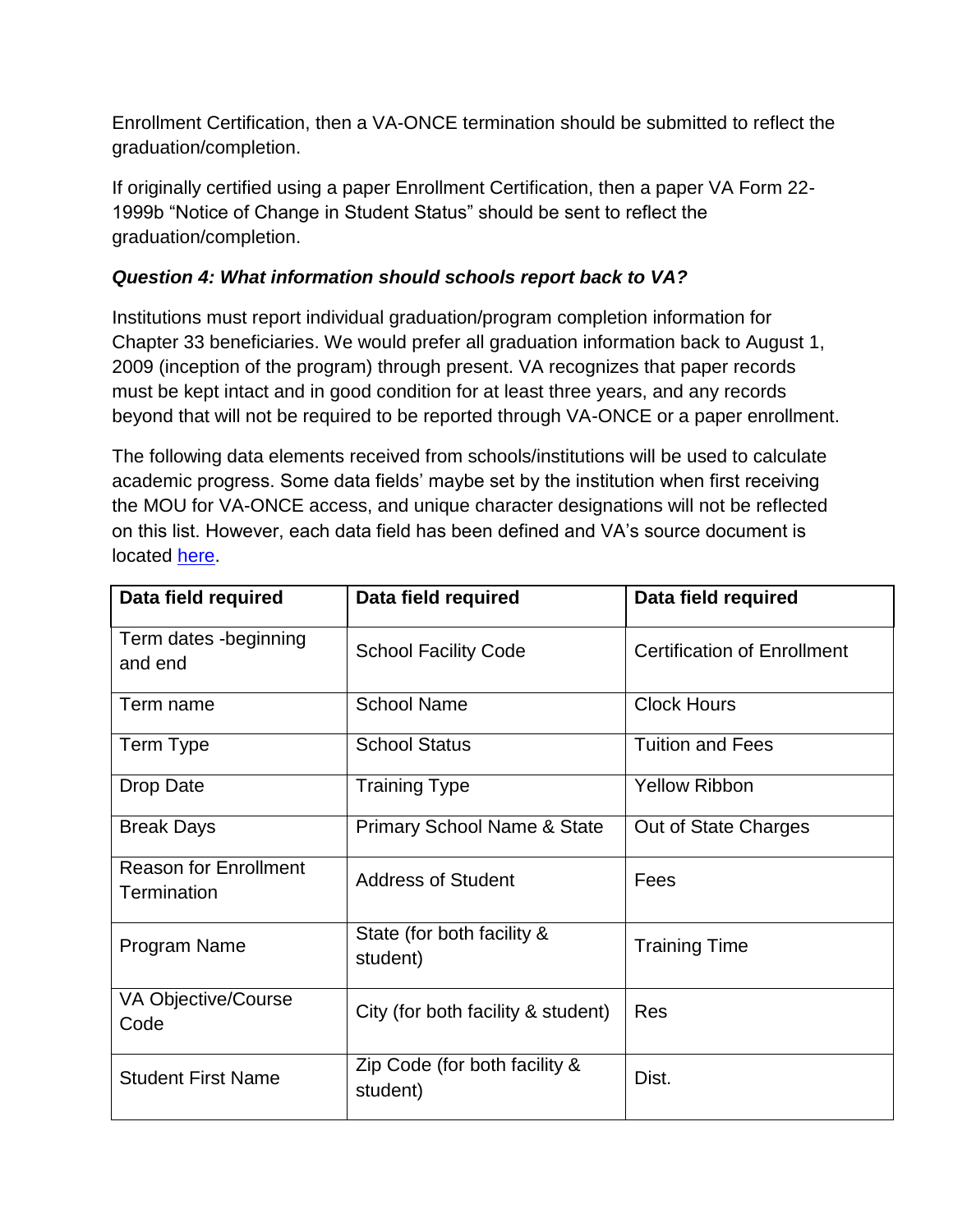Enrollment Certification, then a VA-ONCE termination should be submitted to reflect the graduation/completion.

If originally certified using a paper Enrollment Certification, then a paper VA Form 22-1999b "Notice of Change in Student Status" should be sent to reflect the graduation/completion.

***Question 4: What information should schools report back to VA?***

Institutions must report individual graduation/program completion information for Chapter 33 beneficiaries. We would prefer all graduation information back to August 1, 2009 (inception of the program) through present. VA recognizes that paper records must be kept intact and in good condition for at least three years, and any records beyond that will not be required to be reported through VA-ONCE or a paper enrollment.

The following data elements received from schools/institutions will be used to calculate academic progress. Some data fields' maybe set by the institution when first receiving the MOU for VA-ONCE access, and unique character designations will not be reflected on this list. However, each data field has been defined and VA's source document is located here.

| Data field required | Data field required | Data field required |
|---|---|---|
| Term dates -beginning and end | School Facility Code | Certification of Enrollment |
| Term name | School Name | Clock Hours |
| Term Type | School Status | Tuition and Fees |
| Drop Date | Training Type | Yellow Ribbon |
| Break Days | Primary School Name & State | Out of State Charges |
| Reason for Enrollment Termination | Address of Student | Fees |
| Program Name | State (for both facility & student) | Training Time |
| VA Objective/Course Code | City (for both facility & student) | Res |
| Student First Name | Zip Code (for both facility & student) | Dist. |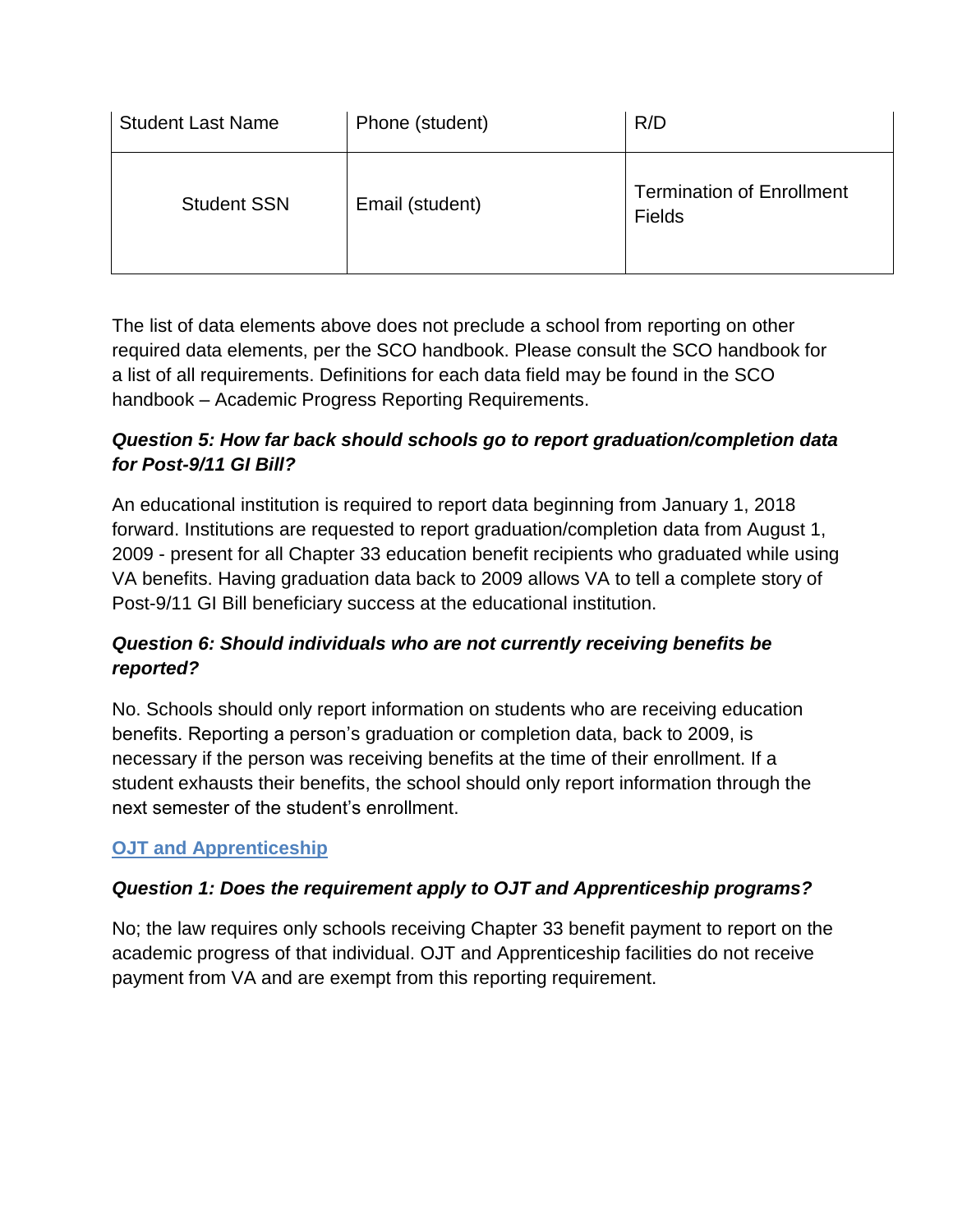| | | |
|---|---|---|
| Student Last Name | Phone (student) | R/D |
| Student SSN | Email (student) | Termination of Enrollment Fields |

The list of data elements above does not preclude a school from reporting on other required data elements, per the SCO handbook. Please consult the SCO handbook for a list of all requirements. Definitions for each data field may be found in the SCO handbook – Academic Progress Reporting Requirements.

***Question 5: How far back should schools go to report graduation/completion data for Post-9/11 GI Bill?***

An educational institution is required to report data beginning from January 1, 2018 forward. Institutions are requested to report graduation/completion data from August 1, 2009 - present for all Chapter 33 education benefit recipients who graduated while using VA benefits. Having graduation data back to 2009 allows VA to tell a complete story of Post-9/11 GI Bill beneficiary success at the educational institution.

***Question 6: Should individuals who are not currently receiving benefits be reported?***

No. Schools should only report information on students who are receiving education benefits. Reporting a person's graduation or completion data, back to 2009, is necessary if the person was receiving benefits at the time of their enrollment. If a student exhausts their benefits, the school should only report information through the next semester of the student's enrollment.

## OJT and Apprenticeship

***Question 1: Does the requirement apply to OJT and Apprenticeship programs?***

No; the law requires only schools receiving Chapter 33 benefit payment to report on the academic progress of that individual. OJT and Apprenticeship facilities do not receive payment from VA and are exempt from this reporting requirement.